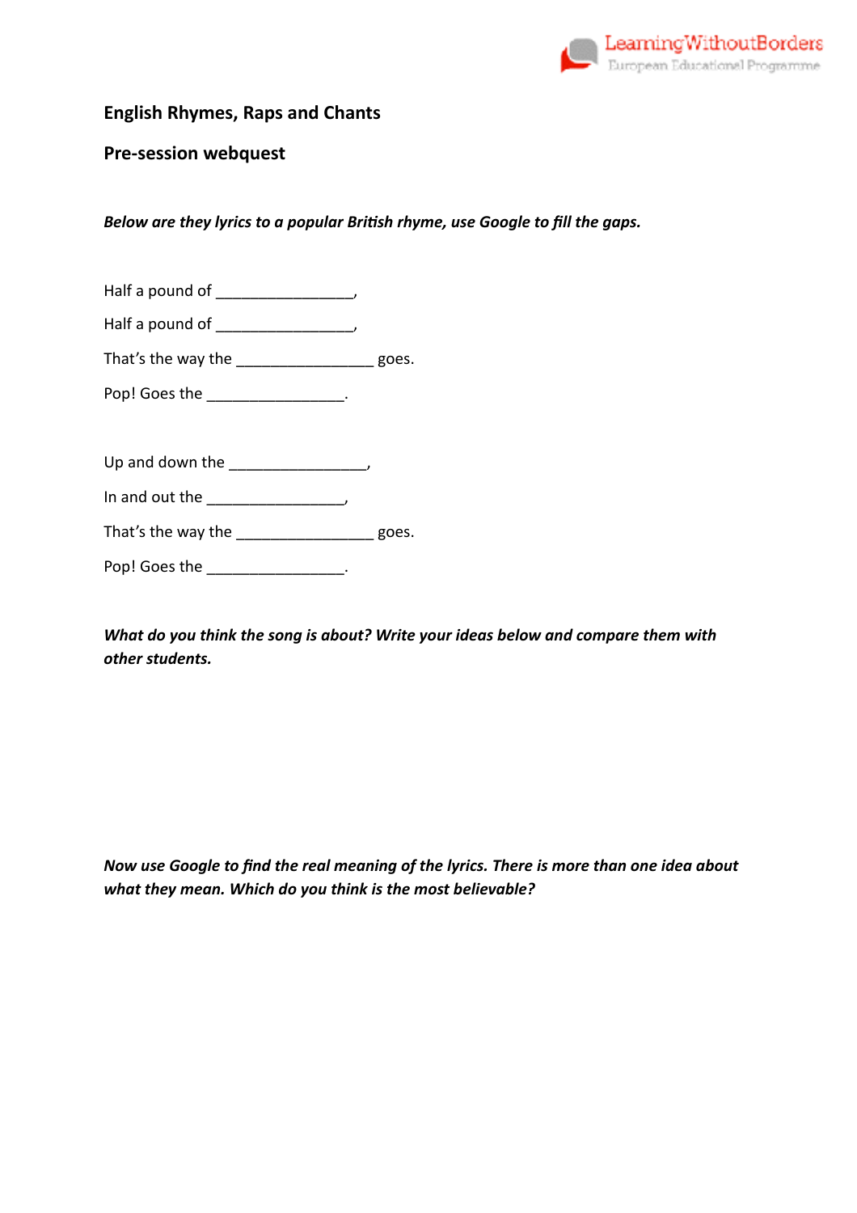**English Rhymes, Raps and Chants**

**Pre-session webquest**

***Below are they lyrics to a popular British rhyme, use Google to fill the gaps.***

Half a pound of ________________,

Half a pound of ________________,

That's the way the ________________ goes.

Pop! Goes the ________________.

Up and down the ________________,

In and out the ________________,

That's the way the ________________ goes.

Pop! Goes the ________________.

***What do you think the song is about? Write your ideas below and compare them with other students.***

***Now use Google to find the real meaning of the lyrics. There is more than one idea about what they mean. Which do you think is the most believable?***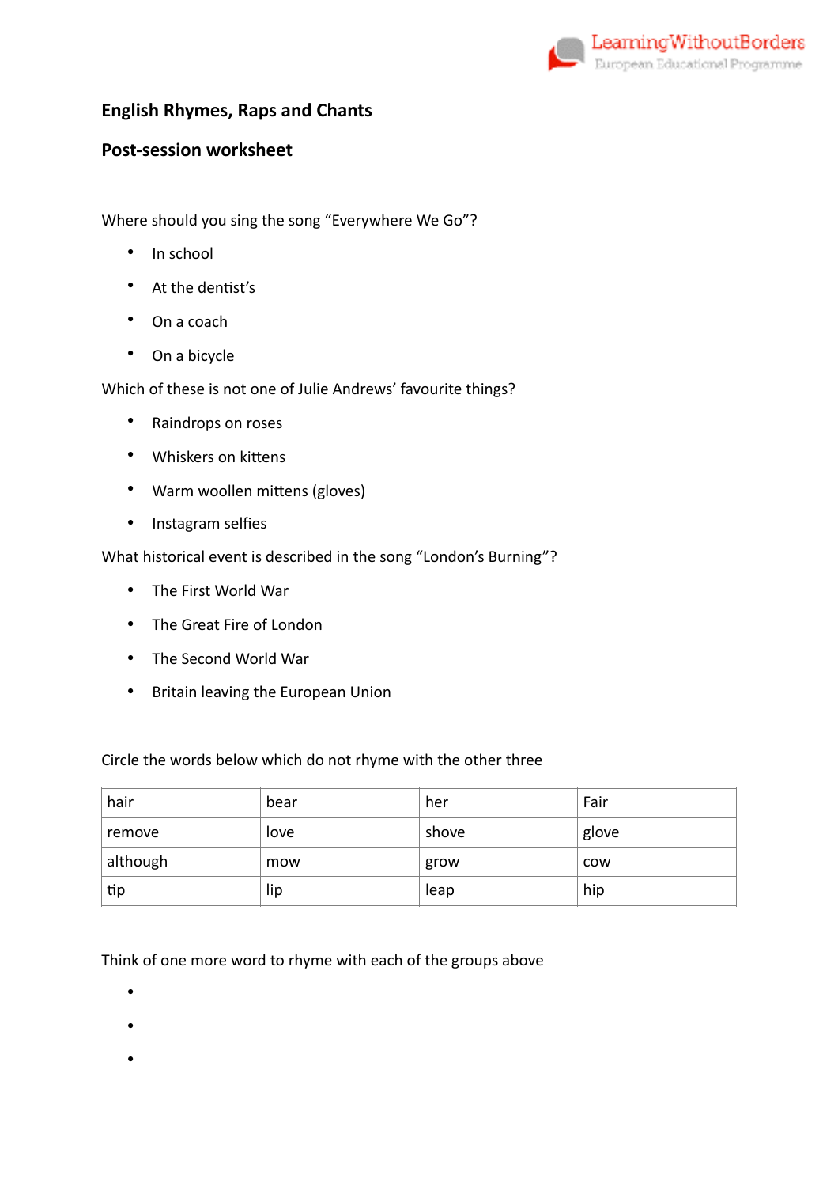**English Rhymes, Raps and Chants**

**Post-session worksheet**

Where should you sing the song “Everywhere We Go”?

- In school
- At the dentist’s
- On a coach
- On a bicycle

Which of these is not one of Julie Andrews’ favourite things?

- Raindrops on roses
- Whiskers on kittens
- Warm woollen mittens (gloves)
- Instagram selfies

What historical event is described in the song “London’s Burning”?

- The First World War
- The Great Fire of London
- The Second World War
- Britain leaving the European Union

Circle the words below which do not rhyme with the other three

| hair | bear | her | Fair |
|---|---|---|---|
| remove | love | shove | glove |
| although | mow | grow | cow |
| tip | lip | leap | hip |

Think of one more word to rhyme with each of the groups above

- 
- 
-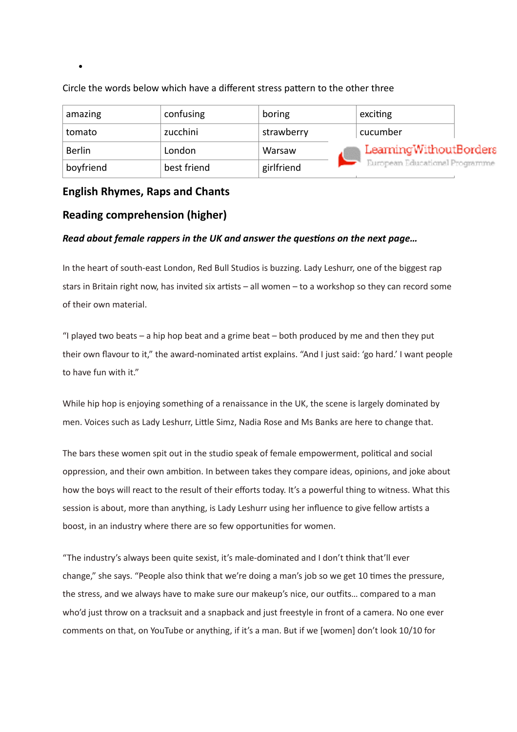- 

Circle the words below which have a different stress pattern to the other three

| amazing | confusing | boring | exciting |
|---|---|---|---|
| tomato | zucchini | strawberry | cucumber |
| Berlin | London | Warsaw | |
| boyfriend | best friend | girlfriend | |

LearningWithoutBorders European Educational Programme

## English Rhymes, Raps and Chants

## Reading comprehension (higher)

***Read about female rappers in the UK and answer the questions on the next page…***

In the heart of south-east London, Red Bull Studios is buzzing. Lady Leshurr, one of the biggest rap stars in Britain right now, has invited six artists – all women – to a workshop so they can record some of their own material.

"I played two beats – a hip hop beat and a grime beat – both produced by me and then they put their own flavour to it," the award-nominated artist explains. "And I just said: 'go hard.' I want people to have fun with it."

While hip hop is enjoying something of a renaissance in the UK, the scene is largely dominated by men. Voices such as Lady Leshurr, Little Simz, Nadia Rose and Ms Banks are here to change that.

The bars these women spit out in the studio speak of female empowerment, political and social oppression, and their own ambition. In between takes they compare ideas, opinions, and joke about how the boys will react to the result of their efforts today. It's a powerful thing to witness. What this session is about, more than anything, is Lady Leshurr using her influence to give fellow artists a boost, in an industry where there are so few opportunities for women.

"The industry's always been quite sexist, it's male-dominated and I don't think that'll ever change," she says. "People also think that we're doing a man's job so we get 10 times the pressure, the stress, and we always have to make sure our makeup's nice, our outfits… compared to a man who'd just throw on a tracksuit and a snapback and just freestyle in front of a camera. No one ever comments on that, on YouTube or anything, if it's a man. But if we [women] don't look 10/10 for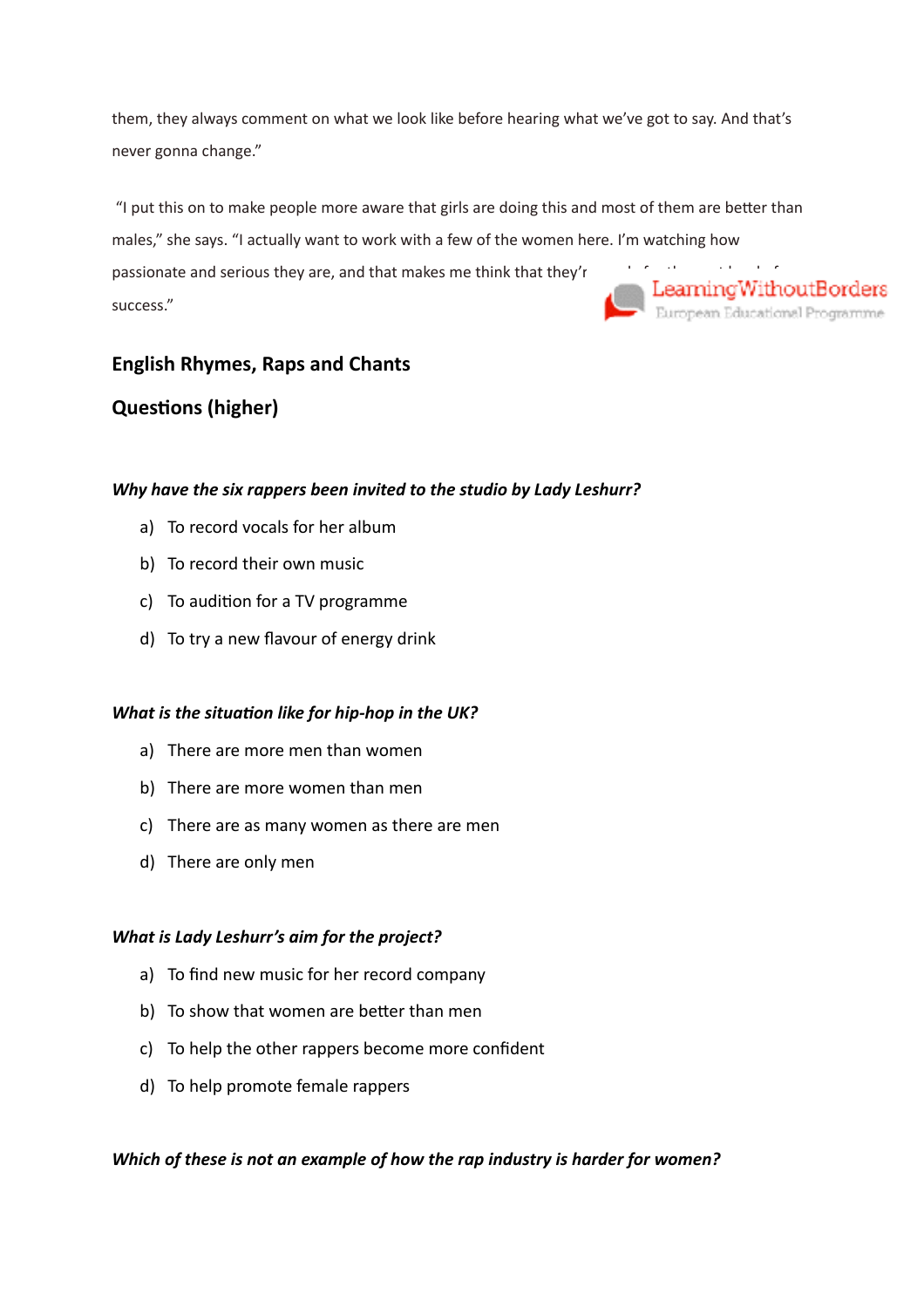them, they always comment on what we look like before hearing what we've got to say. And that's never gonna change."

"I put this on to make people more aware that girls are doing this and most of them are better than males," she says. "I actually want to work with a few of the women here. I'm watching how passionate and serious they are, and that makes me think that they'r... success."

## English Rhymes, Raps and Chants

## Questions (higher)

***Why have the six rappers been invited to the studio by Lady Leshurr?***

a) To record vocals for her album
b) To record their own music
c) To audition for a TV programme
d) To try a new flavour of energy drink

***What is the situation like for hip-hop in the UK?***

a) There are more men than women
b) There are more women than men
c) There are as many women as there are men
d) There are only men

***What is Lady Leshurr's aim for the project?***

a) To find new music for her record company
b) To show that women are better than men
c) To help the other rappers become more confident
d) To help promote female rappers

***Which of these is not an example of how the rap industry is harder for women?***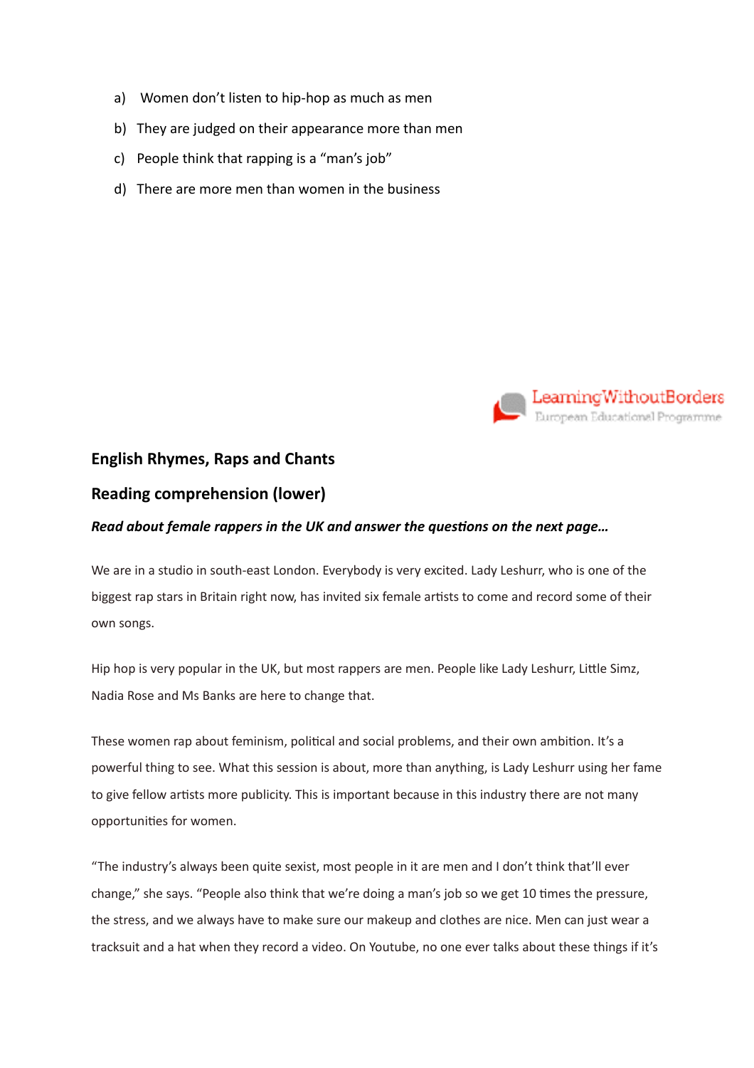a) Women don't listen to hip-hop as much as men

b) They are judged on their appearance more than men

c) People think that rapping is a "man's job"

d) There are more men than women in the business

LearningWithoutBorders
European Educational Programme

## English Rhymes, Raps and Chants

## Reading comprehension (lower)

***Read about female rappers in the UK and answer the questions on the next page…***

We are in a studio in south-east London. Everybody is very excited. Lady Leshurr, who is one of the biggest rap stars in Britain right now, has invited six female artists to come and record some of their own songs.

Hip hop is very popular in the UK, but most rappers are men. People like Lady Leshurr, Little Simz, Nadia Rose and Ms Banks are here to change that.

These women rap about feminism, political and social problems, and their own ambition. It's a powerful thing to see. What this session is about, more than anything, is Lady Leshurr using her fame to give fellow artists more publicity. This is important because in this industry there are not many opportunities for women.

"The industry's always been quite sexist, most people in it are men and I don't think that'll ever change," she says. "People also think that we're doing a man's job so we get 10 times the pressure, the stress, and we always have to make sure our makeup and clothes are nice. Men can just wear a tracksuit and a hat when they record a video. On Youtube, no one ever talks about these things if it's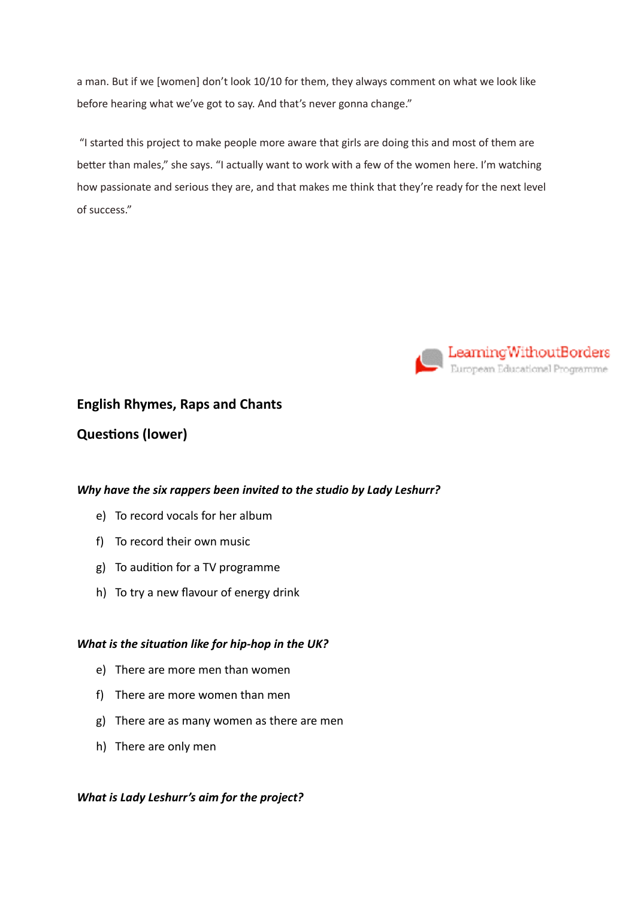a man. But if we [women] don't look 10/10 for them, they always comment on what we look like before hearing what we've got to say. And that's never gonna change."

"I started this project to make people more aware that girls are doing this and most of them are better than males," she says. "I actually want to work with a few of the women here. I'm watching how passionate and serious they are, and that makes me think that they're ready for the next level of success."

LearningWithoutBorders
European Educational Programme

**English Rhymes, Raps and Chants**

**Questions (lower)**

***Why have the six rappers been invited to the studio by Lady Leshurr?***

e) To record vocals for her album
f) To record their own music
g) To audition for a TV programme
h) To try a new flavour of energy drink

***What is the situation like for hip-hop in the UK?***

e) There are more men than women
f) There are more women than men
g) There are as many women as there are men
h) There are only men

***What is Lady Leshurr's aim for the project?***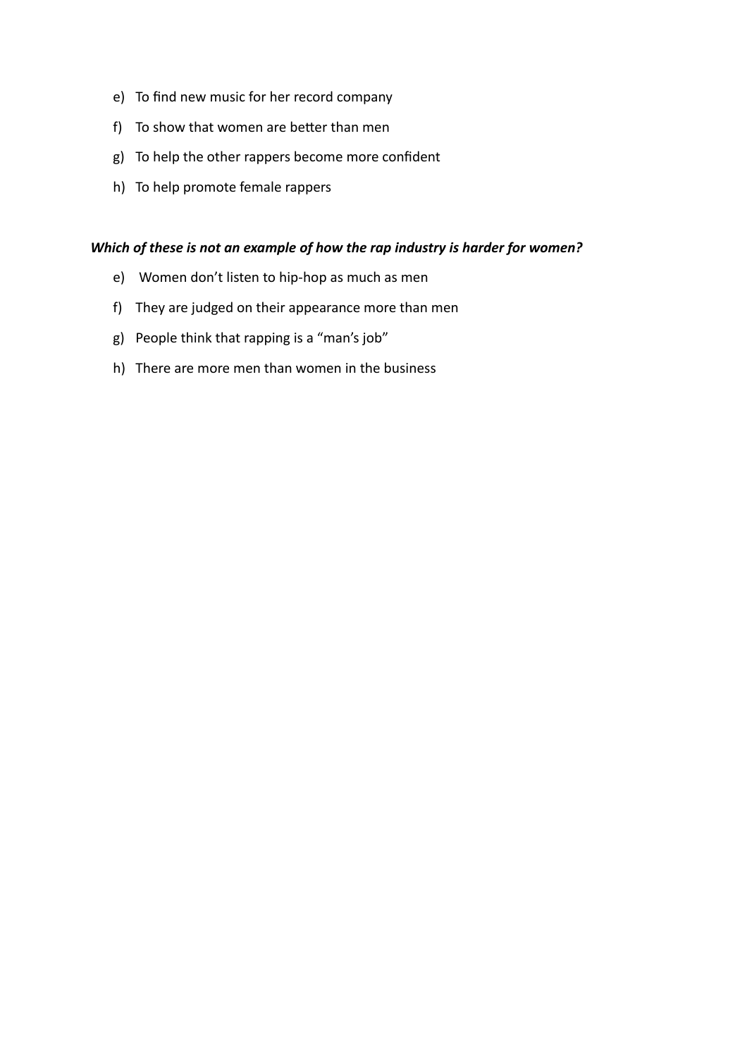e) To find new music for her record company

f) To show that women are better than men

g) To help the other rappers become more confident

h) To help promote female rappers

***Which of these is not an example of how the rap industry is harder for women?***

e) Women don't listen to hip-hop as much as men

f) They are judged on their appearance more than men

g) People think that rapping is a "man's job"

h) There are more men than women in the business